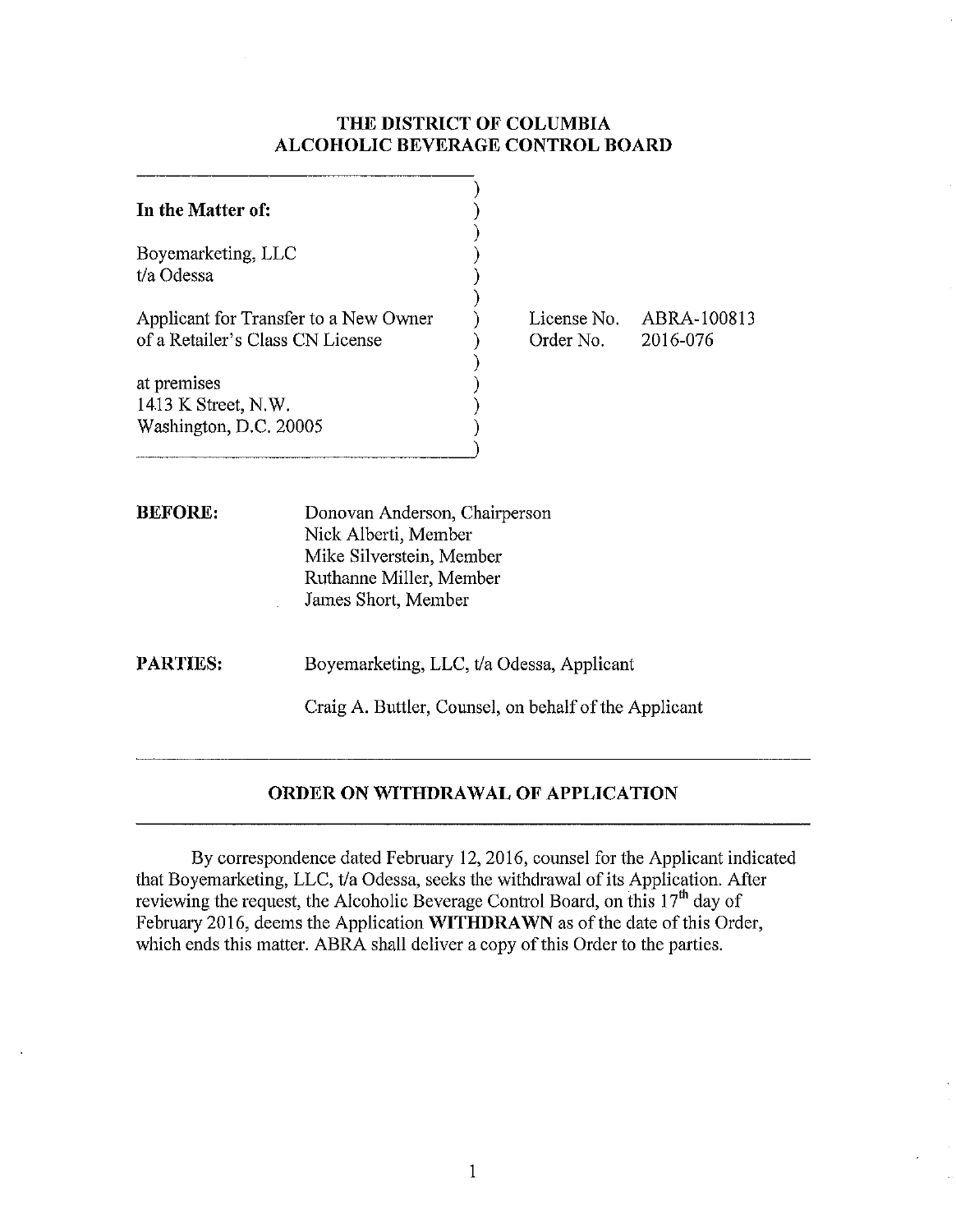# THE DISTRICT OF COLUMBIA
# ALCOHOLIC BEVERAGE CONTROL BOARD

**In the Matter of:**

Boyemarketing, LLC
t/a Odessa

Applicant for Transfer to a New Owner of a Retailer's Class CN License

at premises
1413 K Street, N.W.
Washington, D.C. 20005

License No. ABRA-100813
Order No. 2016-076

**BEFORE:** Donovan Anderson, Chairperson
Nick Alberti, Member
Mike Silverstein, Member
Ruthanne Miller, Member
James Short, Member

**PARTIES:** Boyemarketing, LLC, t/a Odessa, Applicant

Craig A. Buttler, Counsel, on behalf of the Applicant

## ORDER ON WITHDRAWAL OF APPLICATION

By correspondence dated February 12, 2016, counsel for the Applicant indicated that Boyemarketing, LLC, t/a Odessa, seeks the withdrawal of its Application. After reviewing the request, the Alcoholic Beverage Control Board, on this 17th day of February 2016, deems the Application **WITHDRAWN** as of the date of this Order, which ends this matter. ABRA shall deliver a copy of this Order to the parties.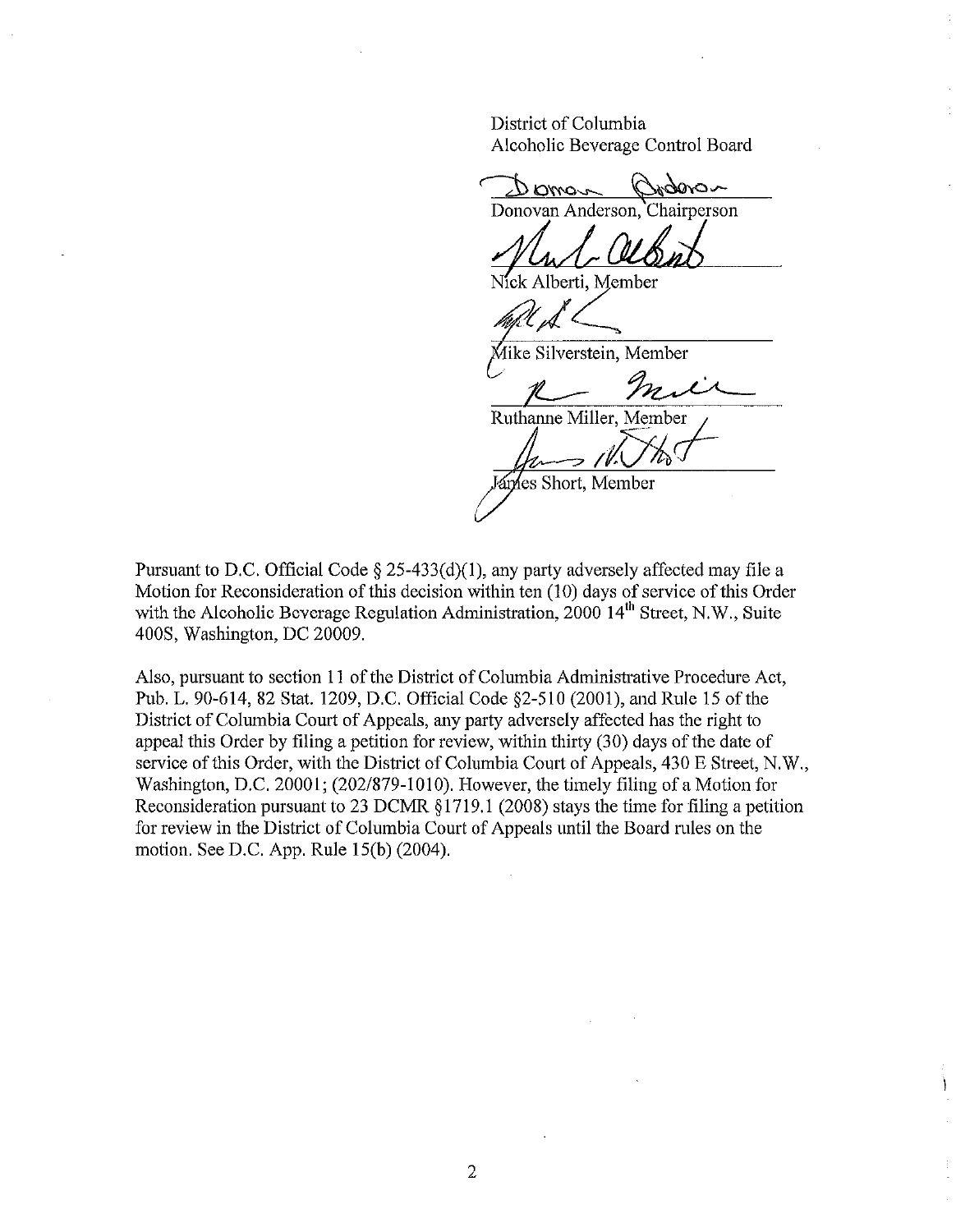District of Columbia
Alcoholic Beverage Control Board

Donovan Anderson, Chairperson

Nick Alberti, Member

Mike Silverstein, Member

Ruthanne Miller, Member

James Short, Member

Pursuant to D.C. Official Code § 25-433(d)(1), any party adversely affected may file a Motion for Reconsideration of this decision within ten (10) days of service of this Order with the Alcoholic Beverage Regulation Administration, 2000 14th Street, N.W., Suite 400S, Washington, DC 20009.

Also, pursuant to section 11 of the District of Columbia Administrative Procedure Act, Pub. L. 90-614, 82 Stat. 1209, D.C. Official Code §2-510 (2001), and Rule 15 of the District of Columbia Court of Appeals, any party adversely affected has the right to appeal this Order by filing a petition for review, within thirty (30) days of the date of service of this Order, with the District of Columbia Court of Appeals, 430 E Street, N.W., Washington, D.C. 20001; (202/879-1010). However, the timely filing of a Motion for Reconsideration pursuant to 23 DCMR §1719.1 (2008) stays the time for filing a petition for review in the District of Columbia Court of Appeals until the Board rules on the motion. See D.C. App. Rule 15(b) (2004).